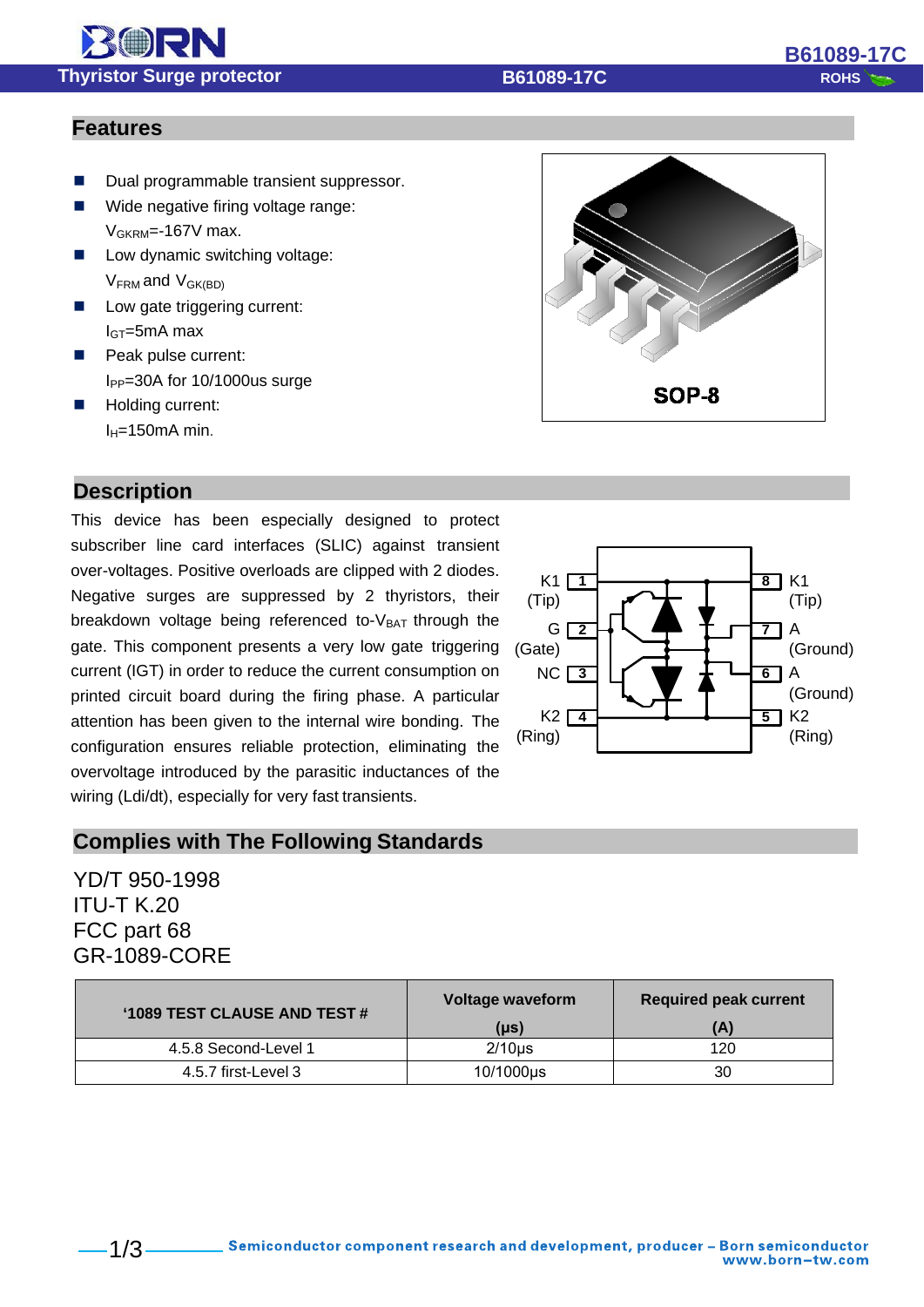# B61089-17C

Thyristor Surge protector

## Features

- Dual programmable transient suppressor.
- Wide negative firing voltage range: $V_{GKRM}$=-167V max.
- Low dynamic switching voltage: $V_{FRM}$ and $V_{GK(BD)}$
- Low gate triggering current: $I_{GT}$=5mA max
- Peak pulse current: $I_{PP}$=30A for 10/1000us surge
- Holding current: $I_H$=150mA min.

SOP-8

## Description

This device has been especially designed to protect subscriber line card interfaces (SLIC) against transient over-voltages. Positive overloads are clipped with 2 diodes. Negative surges are suppressed by 2 thyristors, their breakdown voltage being referenced to-$V_{BAT}$ through the gate. This component presents a very low gate triggering current (IGT) in order to reduce the current consumption on printed circuit board during the firing phase. A particular attention has been given to the internal wire bonding. The configuration ensures reliable protection, eliminating the overvoltage introduced by the parasitic inductances of the wiring (Ldi/dt), especially for very fast transients.

K1 (Tip) 1
G (Gate) 2
NC 3
K2 (Ring) 4
8 K1 (Tip)
7 A (Ground)
6 A (Ground)
5 K2 (Ring)

## Complies with The Following Standards

YD/T 950-1998
ITU-T K.20
FCC part 68
GR-1089-CORE

| '1089 TEST CLAUSE AND TEST # | Voltage waveform (μs) | Required peak current (A) |
|---|---|---|
| 4.5.8 Second-Level 1 | 2/10μs | 120 |
| 4.5.7 first-Level 3 | 10/1000μs | 30 |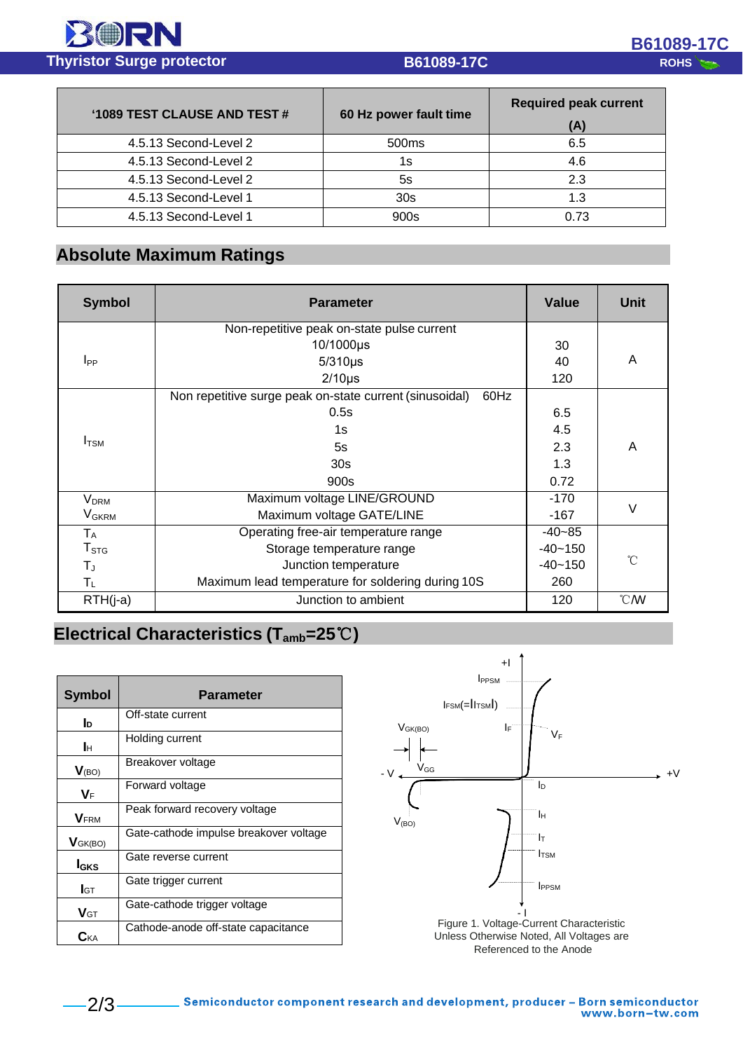| '1089 TEST CLAUSE AND TEST # | 60 Hz power fault time | Required peak current (A) |
|---|---|---|
| 4.5.13 Second-Level 2 | 500ms | 6.5 |
| 4.5.13 Second-Level 2 | 1s | 4.6 |
| 4.5.13 Second-Level 2 | 5s | 2.3 |
| 4.5.13 Second-Level 1 | 30s | 1.3 |
| 4.5.13 Second-Level 1 | 900s | 0.73 |

## Absolute Maximum Ratings

| Symbol | Parameter | Value | Unit |
|---|---|---|---|
| $I_{PP}$ | Non-repetitive peak on-state pulse current<br>10/1000μs<br>5/310μs<br>2/10μs | <br>30<br>40<br>120 | A |
| $I_{TSM}$ | Non repetitive surge peak on-state current (sinusoidal) 60Hz<br>0.5s<br>1s<br>5s<br>30s<br>900s | <br>6.5<br>4.5<br>2.3<br>1.3<br>0.72 | A |
| $V_{DRM}$<br>$V_{GKRM}$ | Maximum voltage LINE/GROUND<br>Maximum voltage GATE/LINE | -170<br>-167 | V |
| $T_A$<br>$T_{STG}$<br>$T_J$<br>$T_L$ | Operating free-air temperature range<br>Storage temperature range<br>Junction temperature<br>Maximum lead temperature for soldering during 10S | -40~85<br>-40~150<br>-40~150<br>260 | ℃ |
| RTH(j-a) | Junction to ambient | 120 | ℃/W |

## Electrical Characteristics ($T_{amb}$=25℃)

| Symbol | Parameter |
|---|---|
| $I_D$ | Off-state current |
| $I_H$ | Holding current |
| $V_{(BO)}$ | Breakover voltage |
| $V_F$ | Forward voltage |
| $V_{FRM}$ | Peak forward recovery voltage |
| $V_{GK(BO)}$ | Gate-cathode impulse breakover voltage |
| $I_{GKS}$ | Gate reverse current |
| $I_{GT}$ | Gate trigger current |
| $V_{GT}$ | Gate-cathode trigger voltage |
| $C_{KA}$ | Cathode-anode off-state capacitance |

+I
$I_{PPSM}$
$I_{FSM}$(=|$I_{TSM}$|)
$V_{GK(BO)}$
$I_F$
$V_F$
$V_{GG}$
- V
+V
$I_D$
$V_{(BO)}$
$I_H$
$I_T$
$I_{TSM}$
$I_{PPSM}$
- I

Figure 1. Voltage-Current Characteristic
Unless Otherwise Noted, All Voltages are Referenced to the Anode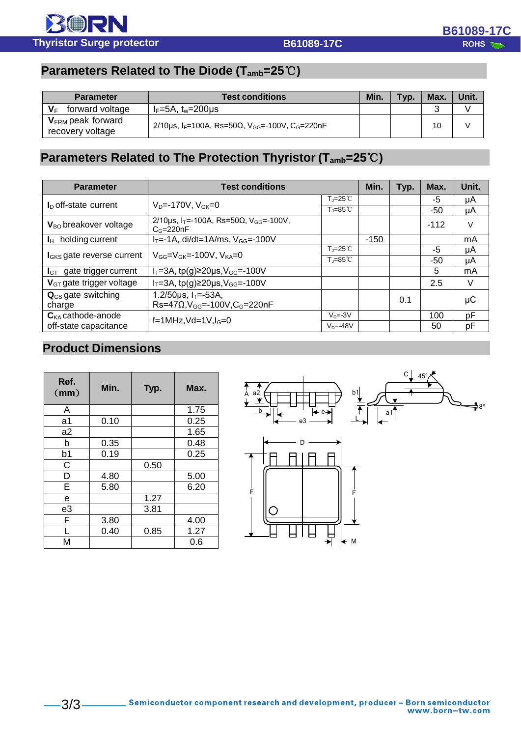## Parameters Related to The Diode ($T_{amb}$=25℃)

| Parameter | Test conditions | Min. | Typ. | Max. | Unit. |
|---|---|---|---|---|---|
| $V_F$ forward voltage | $I_F$=5A, $t_w$=200μs | | | 3 | V |
| $V_{FRM}$ peak forward recovery voltage | 2/10μs, $I_F$=100A, Rs=50Ω, $V_{GG}$=-100V, $C_G$=220nF | | | 10 | V |

## Parameters Related to The Protection Thyristor ($T_{amb}$=25℃)

| Parameter | Test conditions | | Min. | Typ. | Max. | Unit. |
|---|---|---|---|---|---|---|
| $I_D$ off-state current | $V_D$=-170V, $V_{GK}$=0 | $T_J$=25℃ | | | -5 | μA |
| | | $T_J$=85℃ | | | -50 | μA |
| $V_{BO}$ breakover voltage | 2/10μs, $I_T$=-100A, Rs=50Ω, $V_{GG}$=-100V, $C_G$=220nF | | | | -112 | V |
| $I_H$ holding current | $I_T$=-1A, di/dt=1A/ms, $V_{GG}$=-100V | | -150 | | | mA |
| $I_{GKS}$ gate reverse current | $V_{GG}$=$V_{GK}$=-100V, $V_{KA}$=0 | $T_J$=25℃ | | | -5 | μA |
| | | $T_J$=85℃ | | | -50 | μA |
| $I_{GT}$ gate trigger current | $I_T$=3A, tp(g)≥20μs, $V_{GG}$=-100V | | | | 5 | mA |
| $V_{GT}$ gate trigger voltage | $I_T$=3A, tp(g)≥20μs, $V_{GG}$=-100V | | | | 2.5 | V |
| $Q_{GS}$ gate switching charge | 1.2/50μs, $I_T$=-53A, Rs=47Ω, $V_{GG}$=-100V, $C_G$=220nF | | | 0.1 | | μC |
| $C_{KA}$ cathode-anode off-state capacitance | f=1MHz, Vd=1V, $I_G$=0 | $V_D$=-3V | | | 100 | pF |
| | | $V_D$=-48V | | | 50 | pF |

## Product Dimensions

| Ref. (mm) | Min. | Typ. | Max. |
|---|---|---|---|
| A | | | 1.75 |
| a1 | 0.10 | | 0.25 |
| a2 | | | 1.65 |
| b | 0.35 | | 0.48 |
| b1 | 0.19 | | 0.25 |
| C | | 0.50 | |
| D | 4.80 | | 5.00 |
| E | 5.80 | | 6.20 |
| e | | 1.27 | |
| e3 | | 3.81 | |
| F | 3.80 | | 4.00 |
| L | 0.40 | 0.85 | 1.27 |
| M | | | 0.6 |

A a2 b e e3 b1 C 45° a1 L 8° D E F M

Semiconductor component research and development, producer – Born semiconductor
www.born-tw.com